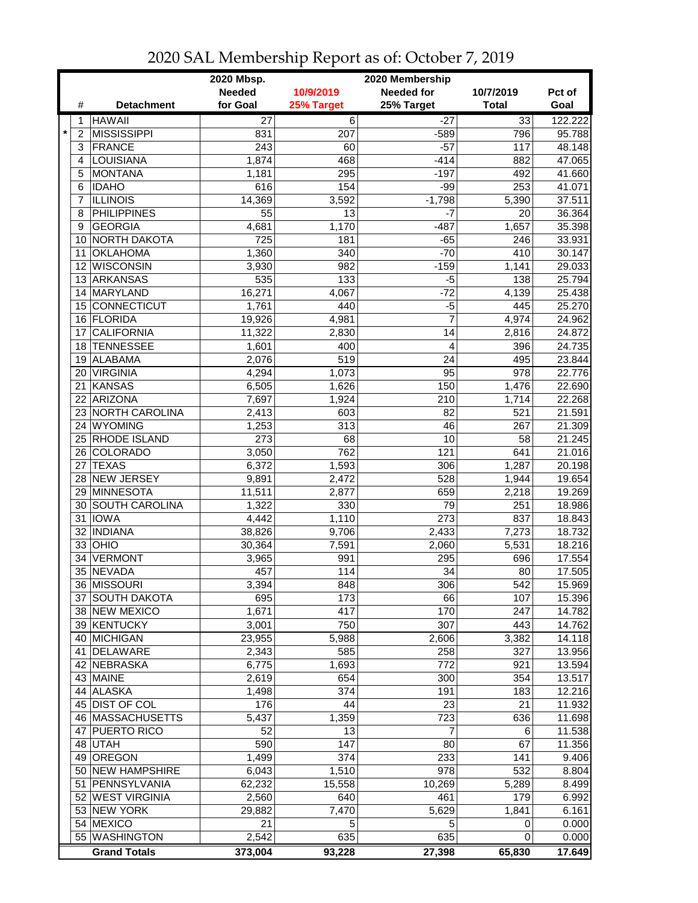# 2020 SAL Membership Report as of: October 7, 2019

| | # | Detachment | 2020 Mbsp. Needed for Goal | 10/9/2019 25% Target | 2020 Membership Needed for 25% Target | 10/7/2019 Total | Pct of Goal |
|---|---|---|---|---|---|---|---|
| | 1 | HAWAII | 27 | 6 | -27 | 33 | 122.222 |
| * | 2 | MISSISSIPPI | 831 | 207 | -589 | 796 | 95.788 |
| | 3 | FRANCE | 243 | 60 | -57 | 117 | 48.148 |
| | 4 | LOUISIANA | 1,874 | 468 | -414 | 882 | 47.065 |
| | 5 | MONTANA | 1,181 | 295 | -197 | 492 | 41.660 |
| | 6 | IDAHO | 616 | 154 | -99 | 253 | 41.071 |
| | 7 | ILLINOIS | 14,369 | 3,592 | -1,798 | 5,390 | 37.511 |
| | 8 | PHILIPPINES | 55 | 13 | -7 | 20 | 36.364 |
| | 9 | GEORGIA | 4,681 | 1,170 | -487 | 1,657 | 35.398 |
| | 10 | NORTH DAKOTA | 725 | 181 | -65 | 246 | 33.931 |
| | 11 | OKLAHOMA | 1,360 | 340 | -70 | 410 | 30.147 |
| | 12 | WISCONSIN | 3,930 | 982 | -159 | 1,141 | 29.033 |
| | 13 | ARKANSAS | 535 | 133 | -5 | 138 | 25.794 |
| | 14 | MARYLAND | 16,271 | 4,067 | -72 | 4,139 | 25.438 |
| | 15 | CONNECTICUT | 1,761 | 440 | -5 | 445 | 25.270 |
| | 16 | FLORIDA | 19,926 | 4,981 | 7 | 4,974 | 24.962 |
| | 17 | CALIFORNIA | 11,322 | 2,830 | 14 | 2,816 | 24.872 |
| | 18 | TENNESSEE | 1,601 | 400 | 4 | 396 | 24.735 |
| | 19 | ALABAMA | 2,076 | 519 | 24 | 495 | 23.844 |
| | 20 | VIRGINIA | 4,294 | 1,073 | 95 | 978 | 22.776 |
| | 21 | KANSAS | 6,505 | 1,626 | 150 | 1,476 | 22.690 |
| | 22 | ARIZONA | 7,697 | 1,924 | 210 | 1,714 | 22.268 |
| | 23 | NORTH CAROLINA | 2,413 | 603 | 82 | 521 | 21.591 |
| | 24 | WYOMING | 1,253 | 313 | 46 | 267 | 21.309 |
| | 25 | RHODE ISLAND | 273 | 68 | 10 | 58 | 21.245 |
| | 26 | COLORADO | 3,050 | 762 | 121 | 641 | 21.016 |
| | 27 | TEXAS | 6,372 | 1,593 | 306 | 1,287 | 20.198 |
| | 28 | NEW JERSEY | 9,891 | 2,472 | 528 | 1,944 | 19.654 |
| | 29 | MINNESOTA | 11,511 | 2,877 | 659 | 2,218 | 19.269 |
| | 30 | SOUTH CAROLINA | 1,322 | 330 | 79 | 251 | 18.986 |
| | 31 | IOWA | 4,442 | 1,110 | 273 | 837 | 18.843 |
| | 32 | INDIANA | 38,826 | 9,706 | 2,433 | 7,273 | 18.732 |
| | 33 | OHIO | 30,364 | 7,591 | 2,060 | 5,531 | 18.216 |
| | 34 | VERMONT | 3,965 | 991 | 295 | 696 | 17.554 |
| | 35 | NEVADA | 457 | 114 | 34 | 80 | 17.505 |
| | 36 | MISSOURI | 3,394 | 848 | 306 | 542 | 15.969 |
| | 37 | SOUTH DAKOTA | 695 | 173 | 66 | 107 | 15.396 |
| | 38 | NEW MEXICO | 1,671 | 417 | 170 | 247 | 14.782 |
| | 39 | KENTUCKY | 3,001 | 750 | 307 | 443 | 14.762 |
| | 40 | MICHIGAN | 23,955 | 5,988 | 2,606 | 3,382 | 14.118 |
| | 41 | DELAWARE | 2,343 | 585 | 258 | 327 | 13.956 |
| | 42 | NEBRASKA | 6,775 | 1,693 | 772 | 921 | 13.594 |
| | 43 | MAINE | 2,619 | 654 | 300 | 354 | 13.517 |
| | 44 | ALASKA | 1,498 | 374 | 191 | 183 | 12.216 |
| | 45 | DIST OF COL | 176 | 44 | 23 | 21 | 11.932 |
| | 46 | MASSACHUSETTS | 5,437 | 1,359 | 723 | 636 | 11.698 |
| | 47 | PUERTO RICO | 52 | 13 | 7 | 6 | 11.538 |
| | 48 | UTAH | 590 | 147 | 80 | 67 | 11.356 |
| | 49 | OREGON | 1,499 | 374 | 233 | 141 | 9.406 |
| | 50 | NEW HAMPSHIRE | 6,043 | 1,510 | 978 | 532 | 8.804 |
| | 51 | PENNSYLVANIA | 62,232 | 15,558 | 10,269 | 5,289 | 8.499 |
| | 52 | WEST VIRGINIA | 2,560 | 640 | 461 | 179 | 6.992 |
| | 53 | NEW YORK | 29,882 | 7,470 | 5,629 | 1,841 | 6.161 |
| | 54 | MEXICO | 21 | 5 | 5 | 0 | 0.000 |
| | 55 | WASHINGTON | 2,542 | 635 | 635 | 0 | 0.000 |
| | | **Grand Totals** | **373,004** | **93,228** | **27,398** | **65,830** | **17.649** |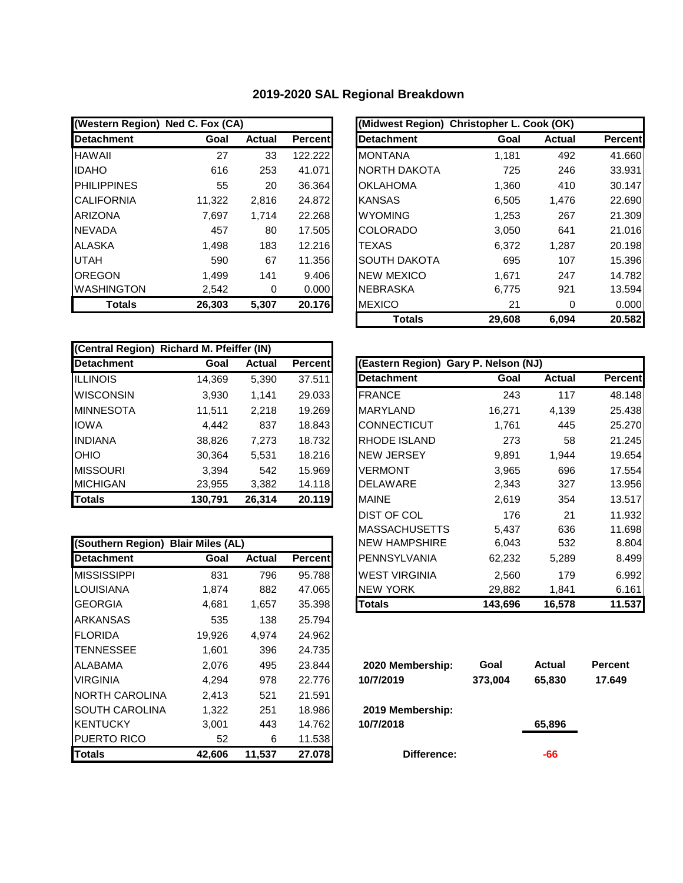# 2019-2020 SAL Regional Breakdown

| (Western Region) Ned C. Fox (CA) | | | |
|---|---|---|---|
| **Detachment** | **Goal** | **Actual** | **Percent** |
| HAWAII | 27 | 33 | 122.222 |
| IDAHO | 616 | 253 | 41.071 |
| PHILIPPINES | 55 | 20 | 36.364 |
| CALIFORNIA | 11,322 | 2,816 | 24.872 |
| ARIZONA | 7,697 | 1,714 | 22.268 |
| NEVADA | 457 | 80 | 17.505 |
| ALASKA | 1,498 | 183 | 12.216 |
| UTAH | 590 | 67 | 11.356 |
| OREGON | 1,499 | 141 | 9.406 |
| WASHINGTON | 2,542 | 0 | 0.000 |
| **Totals** | **26,303** | **5,307** | **20.176** |

| (Midwest Region) Christopher L. Cook (OK) | | | |
|---|---|---|---|
| **Detachment** | **Goal** | **Actual** | **Percent** |
| MONTANA | 1,181 | 492 | 41.660 |
| NORTH DAKOTA | 725 | 246 | 33.931 |
| OKLAHOMA | 1,360 | 410 | 30.147 |
| KANSAS | 6,505 | 1,476 | 22.690 |
| WYOMING | 1,253 | 267 | 21.309 |
| COLORADO | 3,050 | 641 | 21.016 |
| TEXAS | 6,372 | 1,287 | 20.198 |
| SOUTH DAKOTA | 695 | 107 | 15.396 |
| NEW MEXICO | 1,671 | 247 | 14.782 |
| NEBRASKA | 6,775 | 921 | 13.594 |
| MEXICO | 21 | 0 | 0.000 |
| **Totals** | **29,608** | **6,094** | **20.582** |

| (Central Region) Richard M. Pfeiffer (IN) | | | |
|---|---|---|---|
| **Detachment** | **Goal** | **Actual** | **Percent** |
| ILLINOIS | 14,369 | 5,390 | 37.511 |
| WISCONSIN | 3,930 | 1,141 | 29.033 |
| MINNESOTA | 11,511 | 2,218 | 19.269 |
| IOWA | 4,442 | 837 | 18.843 |
| INDIANA | 38,826 | 7,273 | 18.732 |
| OHIO | 30,364 | 5,531 | 18.216 |
| MISSOURI | 3,394 | 542 | 15.969 |
| MICHIGAN | 23,955 | 3,382 | 14.118 |
| **Totals** | **130,791** | **26,314** | **20.119** |

| (Eastern Region) Gary P. Nelson (NJ) | | | |
|---|---|---|---|
| **Detachment** | **Goal** | **Actual** | **Percent** |
| FRANCE | 243 | 117 | 48.148 |
| MARYLAND | 16,271 | 4,139 | 25.438 |
| CONNECTICUT | 1,761 | 445 | 25.270 |
| RHODE ISLAND | 273 | 58 | 21.245 |
| NEW JERSEY | 9,891 | 1,944 | 19.654 |
| VERMONT | 3,965 | 696 | 17.554 |
| DELAWARE | 2,343 | 327 | 13.956 |
| MAINE | 2,619 | 354 | 13.517 |
| DIST OF COL | 176 | 21 | 11.932 |
| MASSACHUSETTS | 5,437 | 636 | 11.698 |
| NEW HAMPSHIRE | 6,043 | 532 | 8.804 |
| PENNSYLVANIA | 62,232 | 5,289 | 8.499 |
| WEST VIRGINIA | 2,560 | 179 | 6.992 |
| NEW YORK | 29,882 | 1,841 | 6.161 |
| **Totals** | **143,696** | **16,578** | **11.537** |

| (Southern Region) Blair Miles (AL) | | | |
|---|---|---|---|
| **Detachment** | **Goal** | **Actual** | **Percent** |
| MISSISSIPPI | 831 | 796 | 95.788 |
| LOUISIANA | 1,874 | 882 | 47.065 |
| GEORGIA | 4,681 | 1,657 | 35.398 |
| ARKANSAS | 535 | 138 | 25.794 |
| FLORIDA | 19,926 | 4,974 | 24.962 |
| TENNESSEE | 1,601 | 396 | 24.735 |
| ALABAMA | 2,076 | 495 | 23.844 |
| VIRGINIA | 4,294 | 978 | 22.776 |
| NORTH CAROLINA | 2,413 | 521 | 21.591 |
| SOUTH CAROLINA | 1,322 | 251 | 18.986 |
| KENTUCKY | 3,001 | 443 | 14.762 |
| PUERTO RICO | 52 | 6 | 11.538 |
| **Totals** | **42,606** | **11,537** | **27.078** |

| **2020 Membership:** | **Goal** | **Actual** | **Percent** |
|---|---|---|---|
| **10/7/2019** | **373,004** | **65,830** | **17.649** |
| **2019 Membership:** | | | |
| **10/7/2018** | | **65,896** | |
| **Difference:** | | **-66** | |